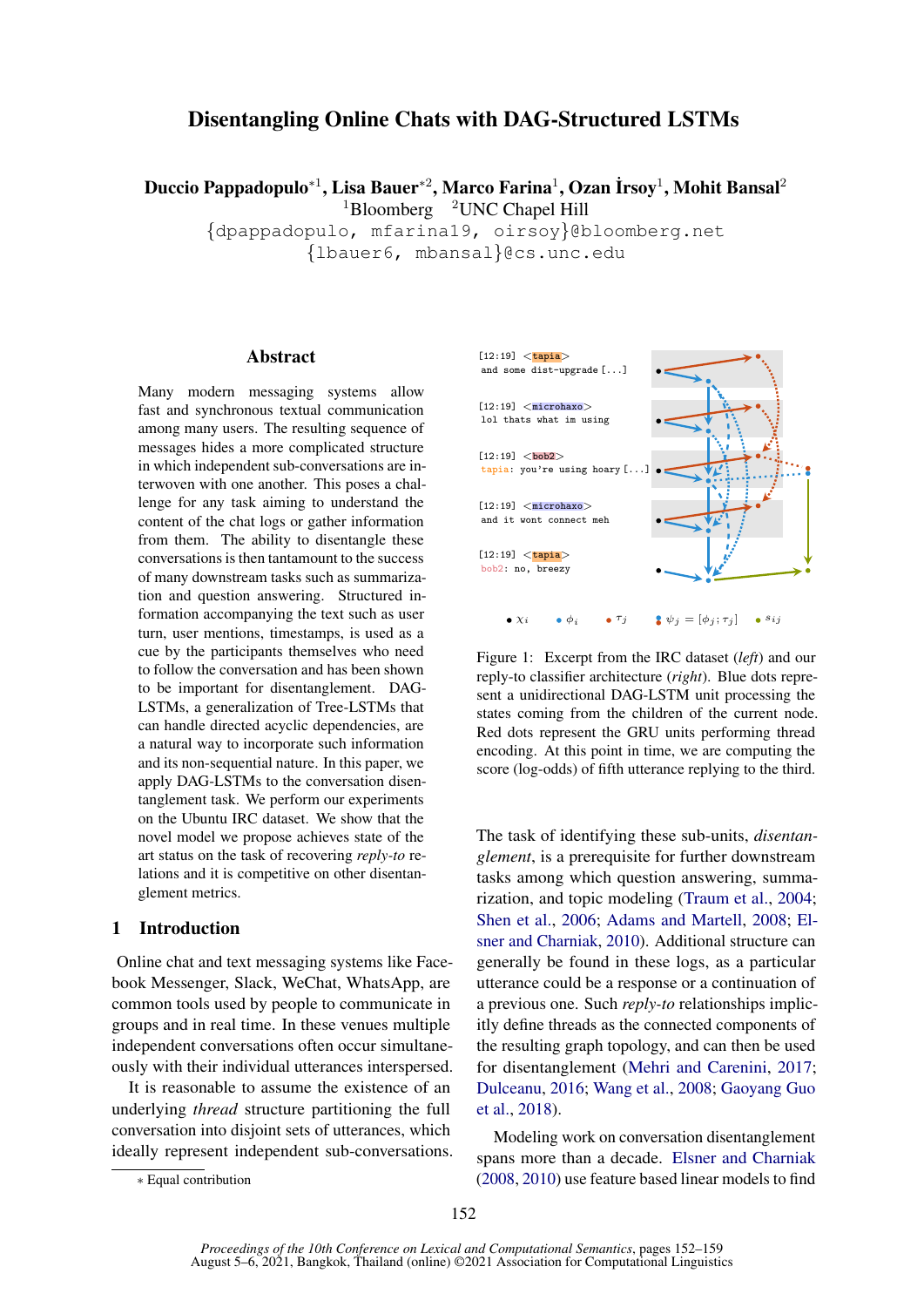# Disentangling Online Chats with DAG-Structured LSTMs

**Duccio Pappadopulo***[1], **Lisa Bauer***[2], **Marco Farina**[1], **Ozan İrsoy**[1], **Mohit Bansal**[2]

[1]Bloomberg [2]UNC Chapel Hill

{dpappadopulo, mfarina19, oirsoy}@bloomberg.net

{lbauer6, mbansal}@cs.unc.edu

## Abstract

Many modern messaging systems allow fast and synchronous textual communication among many users. The resulting sequence of messages hides a more complicated structure in which independent sub-conversations are interwoven with one another. This poses a challenge for any task aiming to understand the content of the chat logs or gather information from them. The ability to disentangle these conversations is then tantamount to the success of many downstream tasks such as summarization and question answering. Structured information accompanying the text such as user turn, user mentions, timestamps, is used as a cue by the participants themselves who need to follow the conversation and has been shown to be important for disentanglement. DAG-LSTMs, a generalization of Tree-LSTMs that can handle directed acyclic dependencies, are a natural way to incorporate such information and its non-sequential nature. In this paper, we apply DAG-LSTMs to the conversation disentanglement task. We perform our experiments on the Ubuntu IRC dataset. We show that the novel model we propose achieves state of the art status on the task of recovering *reply-to* relations and it is competitive on other disentanglement metrics.

## 1 Introduction

Online chat and text messaging systems like Facebook Messenger, Slack, WeChat, WhatsApp, are common tools used by people to communicate in groups and in real time. In these venues multiple independent conversations often occur simultaneously with their individual utterances interspersed.

It is reasonable to assume the existence of an underlying *thread* structure partitioning the full conversation into disjoint sets of utterances, which ideally represent independent sub-conversations.

Figure 1: Excerpt from the IRC dataset (*left*) and our reply-to classifier architecture (*right*). Blue dots represent a unidirectional DAG-LSTM unit processing the states coming from the children of the current node. Red dots represent the GRU units performing thread encoding. At this point in time, we are computing the score (log-odds) of fifth utterance replying to the third.

The task of identifying these sub-units, *disentanglement*, is a prerequisite for further downstream tasks among which question answering, summarization, and topic modeling (Traum et al., 2004; Shen et al., 2006; Adams and Martell, 2008; Elsner and Charniak, 2010). Additional structure can generally be found in these logs, as a particular utterance could be a response or a continuation of a previous one. Such *reply-to* relationships implicitly define threads as the connected components of the resulting graph topology, and can then be used for disentanglement (Mehri and Carenini, 2017; Dulceanu, 2016; Wang et al., 2008; Gaoyang Guo et al., 2018).

Modeling work on conversation disentanglement spans more than a decade. Elsner and Charniak (2008, 2010) use feature based linear models to find

* Equal contribution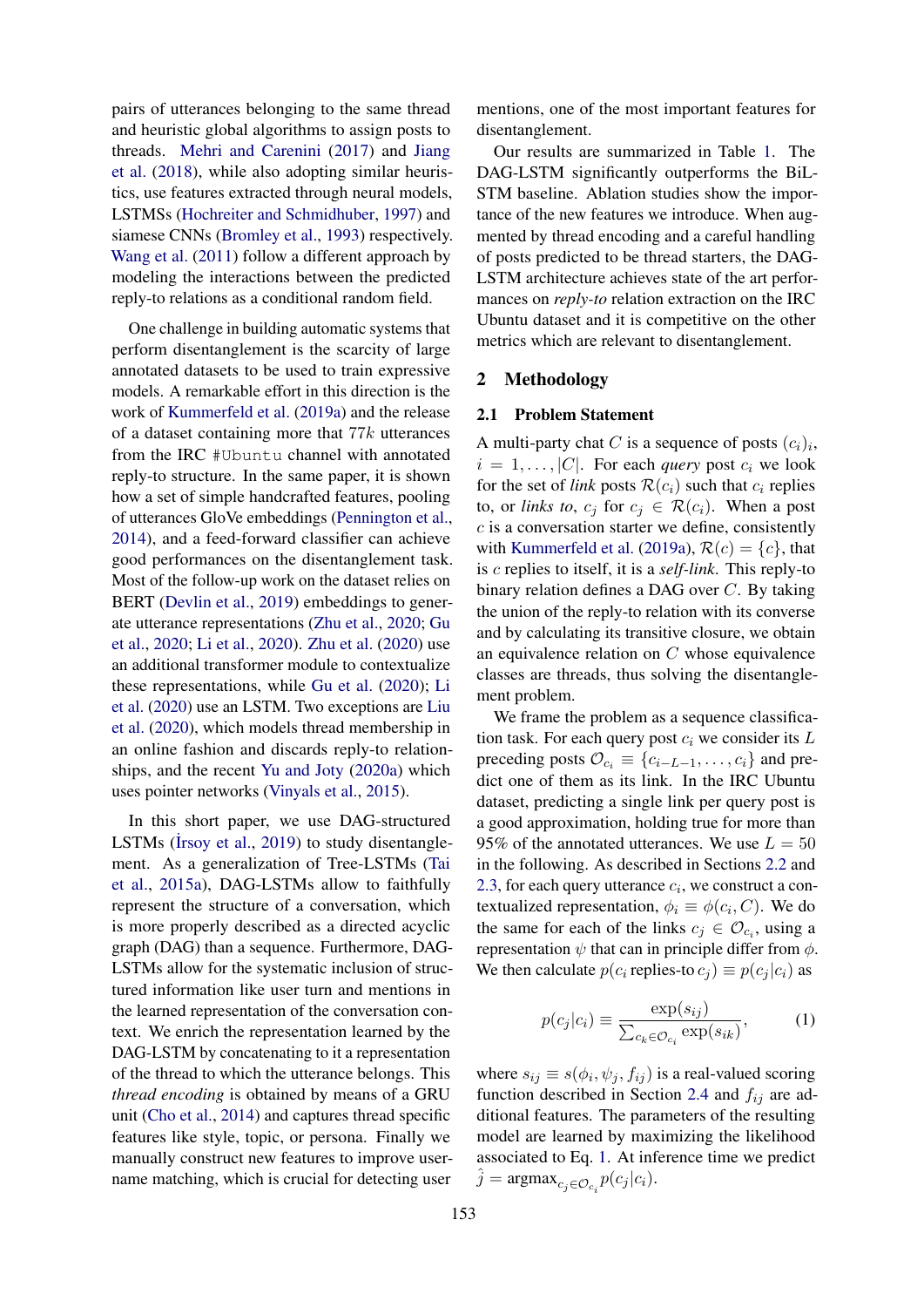pairs of utterances belonging to the same thread and heuristic global algorithms to assign posts to threads. Mehri and Carenini (2017) and Jiang et al. (2018), while also adopting similar heuristics, use features extracted through neural models, LSTMSs (Hochreiter and Schmidhuber, 1997) and siamese CNNs (Bromley et al., 1993) respectively. Wang et al. (2011) follow a different approach by modeling the interactions between the predicted reply-to relations as a conditional random field.

One challenge in building automatic systems that perform disentanglement is the scarcity of large annotated datasets to be used to train expressive models. A remarkable effort in this direction is the work of Kummerfeld et al. (2019a) and the release of a dataset containing more that $77k$ utterances from the IRC `#Ubuntu` channel with annotated reply-to structure. In the same paper, it is shown how a set of simple handcrafted features, pooling of utterances GloVe embeddings (Pennington et al., 2014), and a feed-forward classifier can achieve good performances on the disentanglement task. Most of the follow-up work on the dataset relies on BERT (Devlin et al., 2019) embeddings to generate utterance representations (Zhu et al., 2020; Gu et al., 2020; Li et al., 2020). Zhu et al. (2020) use an additional transformer module to contextualize these representations, while Gu et al. (2020); Li et al. (2020) use an LSTM. Two exceptions are Liu et al. (2020), which models thread membership in an online fashion and discards reply-to relationships, and the recent Yu and Joty (2020a) which uses pointer networks (Vinyals et al., 2015).

In this short paper, we use DAG-structured LSTMs (İrsoy et al., 2019) to study disentanglement. As a generalization of Tree-LSTMs (Tai et al., 2015a), DAG-LSTMs allow to faithfully represent the structure of a conversation, which is more properly described as a directed acyclic graph (DAG) than a sequence. Furthermore, DAG-LSTMs allow for the systematic inclusion of structured information like user turn and mentions in the learned representation of the conversation context. We enrich the representation learned by the DAG-LSTM by concatenating to it a representation of the thread to which the utterance belongs. This *thread encoding* is obtained by means of a GRU unit (Cho et al., 2014) and captures thread specific features like style, topic, or persona. Finally we manually construct new features to improve username matching, which is crucial for detecting user mentions, one of the most important features for disentanglement.

Our results are summarized in Table 1. The DAG-LSTM significantly outperforms the BiLSTM baseline. Ablation studies show the importance of the new features we introduce. When augmented by thread encoding and a careful handling of posts predicted to be thread starters, the DAG-LSTM architecture achieves state of the art performances on *reply-to* relation extraction on the IRC Ubuntu dataset and it is competitive on the other metrics which are relevant to disentanglement.

## 2 Methodology

### 2.1 Problem Statement

A multi-party chat $C$ is a sequence of posts $(c_i)_i$, $i = 1, \dots, |C|$. For each *query* post $c_i$ we look for the set of *link* posts $\mathcal{R}(c_i)$ such that $c_i$ replies to, or *links to*, $c_j$ for $c_j \in \mathcal{R}(c_i)$. When a post $c$ is a conversation starter we define, consistently with Kummerfeld et al. (2019a), $\mathcal{R}(c) = \{c\}$, that is $c$ replies to itself, it is a ***self-link***. This reply-to binary relation defines a DAG over $C$. By taking the union of the reply-to relation with its converse and by calculating its transitive closure, we obtain an equivalence relation on $C$ whose equivalence classes are threads, thus solving the disentanglement problem.

We frame the problem as a sequence classification task. For each query post $c_i$ we consider its $L$ preceding posts $\mathcal{O}_{c_i} \equiv \{c_{i-L-1}, \dots, c_i\}$ and predict one of them as its link. In the IRC Ubuntu dataset, predicting a single link per query post is a good approximation, holding true for more than 95% of the annotated utterances. We use $L = 50$ in the following. As described in Sections 2.2 and 2.3, for each query utterance $c_i$, we construct a contextualized representation, $\phi_i \equiv \phi(c_i, C)$. We do the same for each of the links $c_j \in \mathcal{O}_{c_i}$, using a representation $\psi$ that can in principle differ from $\phi$. We then calculate $p(c_i \text{ replies-to } c_j) \equiv p(c_j|c_i)$ as

$$p(c_j|c_i) \equiv \frac{\exp(s_{ij})}{\sum_{c_k \in \mathcal{O}_{c_i}} \exp(s_{ik})}, \tag{1}$$

where $s_{ij} \equiv s(\phi_i, \psi_j, f_{ij})$ is a real-valued scoring function described in Section 2.4 and $f_{ij}$ are additional features. The parameters of the resulting model are learned by maximizing the likelihood associated to Eq. 1. At inference time we predict $\hat{j} = \text{argmax}_{c_j \in \mathcal{O}_{c_i}} p(c_j|c_i)$.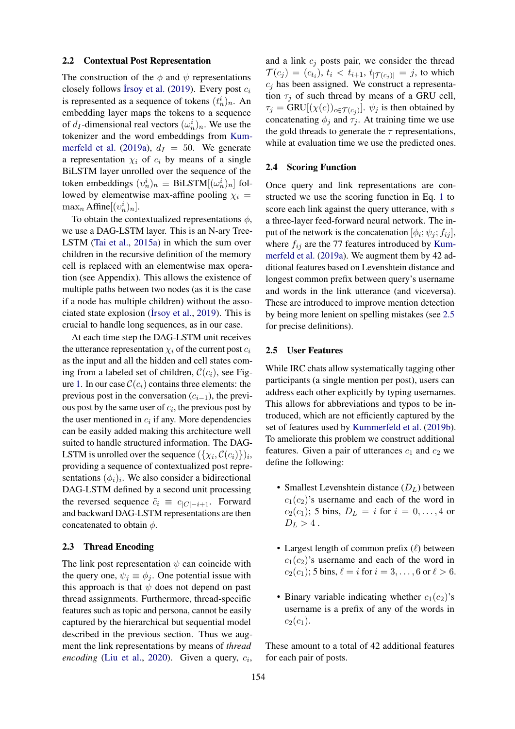## 2.2 Contextual Post Representation

The construction of the $\phi$ and $\psi$ representations closely follows İrsoy et al. (2019). Every post $c_i$ is represented as a sequence of tokens $(t^i_n)_n$. An embedding layer maps the tokens to a sequence of $d_I$-dimensional real vectors $(\omega^i_n)_n$. We use the tokenizer and the word embeddings from Kummerfeld et al. (2019a), $d_I = 50$. We generate a representation $\chi_i$ of $c_i$ by means of a single BiLSTM layer unrolled over the sequence of the token embeddings $(\upsilon^i_n)_n \equiv \text{BiLSTM}[(\omega^i_n)_n]$ followed by elementwise max-affine pooling $\chi_i = \max_n \text{Affine}[(\upsilon^i_n)_n]$.

To obtain the contextualized representations $\phi$, we use a DAG-LSTM layer. This is an N-ary Tree-LSTM (Tai et al., 2015a) in which the sum over children in the recursive definition of the memory cell is replaced with an elementwise max operation (see Appendix). This allows the existence of multiple paths between two nodes (as it is the case if a node has multiple children) without the associated state explosion (İrsoy et al., 2019). This is crucial to handle long sequences, as in our case.

At each time step the DAG-LSTM unit receives the utterance representation $\chi_i$ of the current post $c_i$ as the input and all the hidden and cell states coming from a labeled set of children, $\mathcal{C}(c_i)$, see Figure 1. In our case $\mathcal{C}(c_i)$ contains three elements: the previous post in the conversation ($c_{i-1}$), the previous post by the same user of $c_i$, the previous post by the user mentioned in $c_i$ if any. More dependencies can be easily added making this architecture well suited to handle structured information. The DAG-LSTM is unrolled over the sequence $(\{\chi_i, \mathcal{C}(c_i)\})_i$, providing a sequence of contextualized post representations $(\phi_i)_i$. We also consider a bidirectional DAG-LSTM defined by a second unit processing the reversed sequence $\tilde{c}_i \equiv c_{|C|-i+1}$. Forward and backward DAG-LSTM representations are then concatenated to obtain $\phi$.

## 2.3 Thread Encoding

The link post representation $\psi$ can coincide with the query one, $\psi_j \equiv \phi_j$. One potential issue with this approach is that $\psi$ does not depend on past thread assignments. Furthermore, thread-specific features such as topic and persona, cannot be easily captured by the hierarchical but sequential model described in the previous section. Thus we augment the link representations by means of *thread encoding* (Liu et al., 2020). Given a query, $c_i$, and a link $c_j$ posts pair, we consider the thread $\mathcal{T}(c_j) = (c_{t_i})$, $t_i < t_{i+1}$, $t_{|\mathcal{T}(c_j)|} = j$, to which $c_j$ has been assigned. We construct a representation $\tau_j$ of such thread by means of a GRU cell, $\tau_j = \text{GRU}[(\chi(c))_{c \in \mathcal{T}(c_j)}]$. $\psi_j$ is then obtained by concatenating $\phi_j$ and $\tau_j$. At training time we use the gold threads to generate the $\tau$ representations, while at evaluation time we use the predicted ones.

## 2.4 Scoring Function

Once query and link representations are constructed we use the scoring function in Eq. 1 to score each link against the query utterance, with $s$ a three-layer feed-forward neural network. The input of the network is the concatenation $[\phi_i; \psi_j; f_{ij}]$, where $f_{ij}$ are the 77 features introduced by Kummerfeld et al. (2019a). We augment them by 42 additional features based on Levenshtein distance and longest common prefix between query's username and words in the link utterance (and viceversa). These are introduced to improve mention detection by being more lenient on spelling mistakes (see 2.5 for precise definitions).

## 2.5 User Features

While IRC chats allow systematically tagging other participants (a single mention per post), users can address each other explicitly by typing usernames. This allows for abbreviations and typos to be introduced, which are not efficiently captured by the set of features used by Kummerfeld et al. (2019b). To ameliorate this problem we construct additional features. Given a pair of utterances $c_1$ and $c_2$ we define the following:

- Smallest Levenshtein distance ($D_L$) between $c_1(c_2)$'s username and each of the word in $c_2(c_1)$; 5 bins, $D_L = i$ for $i = 0, \ldots, 4$ or $D_L > 4$ .
- Largest length of common prefix ($\ell$) between $c_1(c_2)$'s username and each of the word in $c_2(c_1)$; 5 bins, $\ell = i$ for $i = 3, \ldots, 6$ or $\ell > 6$.
- Binary variable indicating whether $c_1(c_2)$'s username is a prefix of any of the words in $c_2(c_1)$.

These amount to a total of 42 additional features for each pair of posts.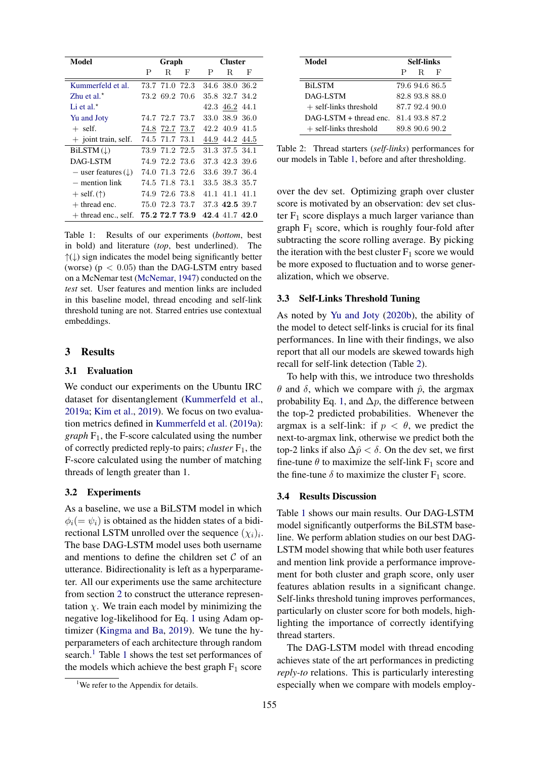| Model | Graph | | | Cluster | | |
|---|---|---|---|---|---|---|
| | P | R | F | P | R | F |
| Kummerfeld et al. | 73.7 | 71.0 | 72.3 | 34.6 | 38.0 | 36.2 |
| Zhu et al.⋆ | 73.2 | 69.2 | 70.6 | 35.8 | 32.7 | 34.2 |
| Li et al.⋆ | | | | 42.3 | <u>46.2</u> | 44.1 |
| Yu and Joty | 74.7 | 72.7 | 73.7 | 33.0 | 38.9 | 36.0 |
| + self. | <u>74.8</u> | <u>72.7</u> | <u>73.7</u> | 42.2 | 40.9 | 41.5 |
| + joint train, self. | 74.5 | 71.7 | 73.1 | <u>44.9</u> | 44.2 | <u>44.5</u> |
| BiLSTM (↓) | 73.9 | 71.2 | 72.5 | 31.3 | 37.5 | 34.1 |
| DAG-LSTM | 74.9 | 72.2 | 73.6 | 37.3 | 42.3 | 39.6 |
| − user features (↓) | 74.0 | 71.3 | 72.6 | 33.6 | 39.7 | 36.4 |
| − mention link | 74.5 | 71.8 | 73.1 | 33.5 | 38.3 | 35.7 |
| + self. (↑) | 74.9 | 72.6 | 73.8 | 41.1 | 41.1 | 41.1 |
| + thread enc. | 75.0 | 72.3 | 73.7 | 37.3 | **42.5** | 39.7 |
| + thread enc., self. | **75.2** | **72.7** | **73.9** | **42.4** | 41.7 | **42.0** |

Table 1: Results of our experiments (*bottom*, best in bold) and literature (*top*, best underlined). The ↑(↓) sign indicates the model being significantly better (worse) ($p < 0.05$) than the DAG-LSTM entry based on a McNemar test (McNemar, 1947) conducted on the *test* set. User features and mention links are included in this baseline model, thread encoding and self-link threshold tuning are not. Starred entries use contextual embeddings.

| Model | Self-links | | |
|---|---|---|---|
| | P | R | F |
| BiLSTM | 79.6 | 94.6 | 86.5 |
| DAG-LSTM | 82.8 | 93.8 | 88.0 |
| + self-links threshold | 87.7 | 92.4 | 90.0 |
| DAG-LSTM + thread enc. | 81.4 | 93.8 | 87.2 |
| + self-links threshold | 89.8 | 90.6 | 90.2 |

Table 2: Thread starters (*self-links*) performances for our models in Table 1, before and after thresholding.

## 3 Results

### 3.1 Evaluation

We conduct our experiments on the Ubuntu IRC dataset for disentanglement (Kummerfeld et al., 2019a; Kim et al., 2019). We focus on two evaluation metrics defined in Kummerfeld et al. (2019a): *graph* $F_1$, the F-score calculated using the number of correctly predicted reply-to pairs; *cluster* $F_1$, the F-score calculated using the number of matching threads of length greater than 1.

### 3.2 Experiments

As a baseline, we use a BiLSTM model in which $\phi_i (= \psi_i)$ is obtained as the hidden states of a bidirectional LSTM unrolled over the sequence $(\chi_i)_i$. The base DAG-LSTM model uses both username and mentions to define the children set $\mathcal{C}$ of an utterance. Bidirectionality is left as a hyperparameter. All our experiments use the same architecture from section 2 to construct the utterance representation $\chi$. We train each model by minimizing the negative log-likelihood for Eq. 1 using Adam optimizer (Kingma and Ba, 2019). We tune the hyperparameters of each architecture through random search.[1] Table 1 shows the test set performances of the models which achieve the best graph $F_1$ score over the dev set. Optimizing graph over cluster score is motivated by an observation: dev set cluster $F_1$ score displays a much larger variance than graph $F_1$ score, which is roughly four-fold after subtracting the score rolling average. By picking the iteration with the best cluster $F_1$ score we would be more exposed to fluctuation and to worse generalization, which we observe.

[1] We refer to the Appendix for details.

### 3.3 Self-Links Threshold Tuning

As noted by Yu and Joty (2020b), the ability of the model to detect self-links is crucial for its final performances. In line with their findings, we also report that all our models are skewed towards high recall for self-link detection (Table 2).

To help with this, we introduce two thresholds $\theta$ and $\delta$, which we compare with $\hat{p}$, the argmax probability Eq. 1, and $\Delta p$, the difference between the top-2 predicted probabilities. Whenever the argmax is a self-link: if $p < \theta$, we predict the next-to-argmax link, otherwise we predict both the top-2 links if also $\Delta\hat{p} < \delta$. On the dev set, we first fine-tune $\theta$ to maximize the self-link $F_1$ score and the fine-tune $\delta$ to maximize the cluster $F_1$ score.

### 3.4 Results Discussion

Table 1 shows our main results. Our DAG-LSTM model significantly outperforms the BiLSTM baseline. We perform ablation studies on our best DAG-LSTM model showing that while both user features and mention link provide a performance improvement for both cluster and graph score, only user features ablation results in a significant change. Self-links threshold tuning improves performances, particularly on cluster score for both models, highlighting the importance of correctly identifying thread starters.

The DAG-LSTM model with thread encoding achieves state of the art performances in predicting *reply-to* relations. This is particularly interesting especially when we compare with models employ-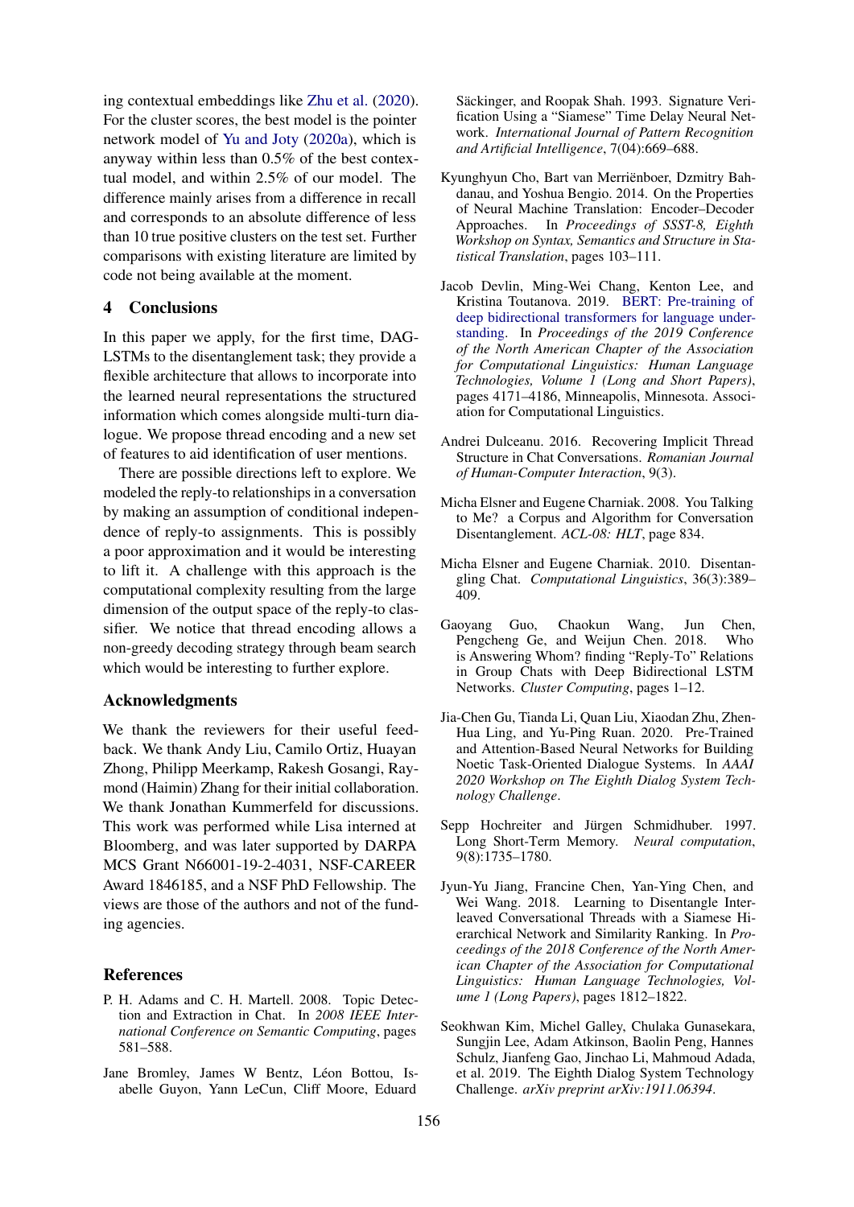ing contextual embeddings like Zhu et al. (2020). For the cluster scores, the best model is the pointer network model of Yu and Joty (2020a), which is anyway within less than 0.5% of the best contextual model, and within 2.5% of our model. The difference mainly arises from a difference in recall and corresponds to an absolute difference of less than 10 true positive clusters on the test set. Further comparisons with existing literature are limited by code not being available at the moment.

## 4 Conclusions

In this paper we apply, for the first time, DAG-LSTMs to the disentanglement task; they provide a flexible architecture that allows to incorporate into the learned neural representations the structured information which comes alongside multi-turn dialogue. We propose thread encoding and a new set of features to aid identification of user mentions.

There are possible directions left to explore. We modeled the reply-to relationships in a conversation by making an assumption of conditional independence of reply-to assignments. This is possibly a poor approximation and it would be interesting to lift it. A challenge with this approach is the computational complexity resulting from the large dimension of the output space of the reply-to classifier. We notice that thread encoding allows a non-greedy decoding strategy through beam search which would be interesting to further explore.

## Acknowledgments

We thank the reviewers for their useful feedback. We thank Andy Liu, Camilo Ortiz, Huayan Zhong, Philipp Meerkamp, Rakesh Gosangi, Raymond (Haimin) Zhang for their initial collaboration. We thank Jonathan Kummerfeld for discussions. This work was performed while Lisa interned at Bloomberg, and was later supported by DARPA MCS Grant N66001-19-2-4031, NSF-CAREER Award 1846185, and a NSF PhD Fellowship. The views are those of the authors and not of the funding agencies.

## References

P. H. Adams and C. H. Martell. 2008. Topic Detection and Extraction in Chat. In *2008 IEEE International Conference on Semantic Computing*, pages 581–588.

Jane Bromley, James W Bentz, Léon Bottou, Isabelle Guyon, Yann LeCun, Cliff Moore, Eduard Säckinger, and Roopak Shah. 1993. Signature Verification Using a "Siamese" Time Delay Neural Network. *International Journal of Pattern Recognition and Artificial Intelligence*, 7(04):669–688.

Kyunghyun Cho, Bart van Merriënboer, Dzmitry Bahdanau, and Yoshua Bengio. 2014. On the Properties of Neural Machine Translation: Encoder–Decoder Approaches. In *Proceedings of SSST-8, Eighth Workshop on Syntax, Semantics and Structure in Statistical Translation*, pages 103–111.

Jacob Devlin, Ming-Wei Chang, Kenton Lee, and Kristina Toutanova. 2019. BERT: Pre-training of deep bidirectional transformers for language understanding. In *Proceedings of the 2019 Conference of the North American Chapter of the Association for Computational Linguistics: Human Language Technologies, Volume 1 (Long and Short Papers)*, pages 4171–4186, Minneapolis, Minnesota. Association for Computational Linguistics.

Andrei Dulceanu. 2016. Recovering Implicit Thread Structure in Chat Conversations. *Romanian Journal of Human-Computer Interaction*, 9(3).

Micha Elsner and Eugene Charniak. 2008. You Talking to Me? a Corpus and Algorithm for Conversation Disentanglement. *ACL-08: HLT*, page 834.

Micha Elsner and Eugene Charniak. 2010. Disentangling Chat. *Computational Linguistics*, 36(3):389–409.

Gaoyang Guo, Chaokun Wang, Jun Chen, Pengcheng Ge, and Weijun Chen. 2018. Who is Answering Whom? finding "Reply-To" Relations in Group Chats with Deep Bidirectional LSTM Networks. *Cluster Computing*, pages 1–12.

Jia-Chen Gu, Tianda Li, Quan Liu, Xiaodan Zhu, Zhen-Hua Ling, and Yu-Ping Ruan. 2020. Pre-Trained and Attention-Based Neural Networks for Building Noetic Task-Oriented Dialogue Systems. In *AAAI 2020 Workshop on The Eighth Dialog System Technology Challenge*.

Sepp Hochreiter and Jürgen Schmidhuber. 1997. Long Short-Term Memory. *Neural computation*, 9(8):1735–1780.

Jyun-Yu Jiang, Francine Chen, Yan-Ying Chen, and Wei Wang. 2018. Learning to Disentangle Interleaved Conversational Threads with a Siamese Hierarchical Network and Similarity Ranking. In *Proceedings of the 2018 Conference of the North American Chapter of the Association for Computational Linguistics: Human Language Technologies, Volume 1 (Long Papers)*, pages 1812–1822.

Seokhwan Kim, Michel Galley, Chulaka Gunasekara, Sungjin Lee, Adam Atkinson, Baolin Peng, Hannes Schulz, Jianfeng Gao, Jinchao Li, Mahmoud Adada, et al. 2019. The Eighth Dialog System Technology Challenge. *arXiv preprint arXiv:1911.06394*.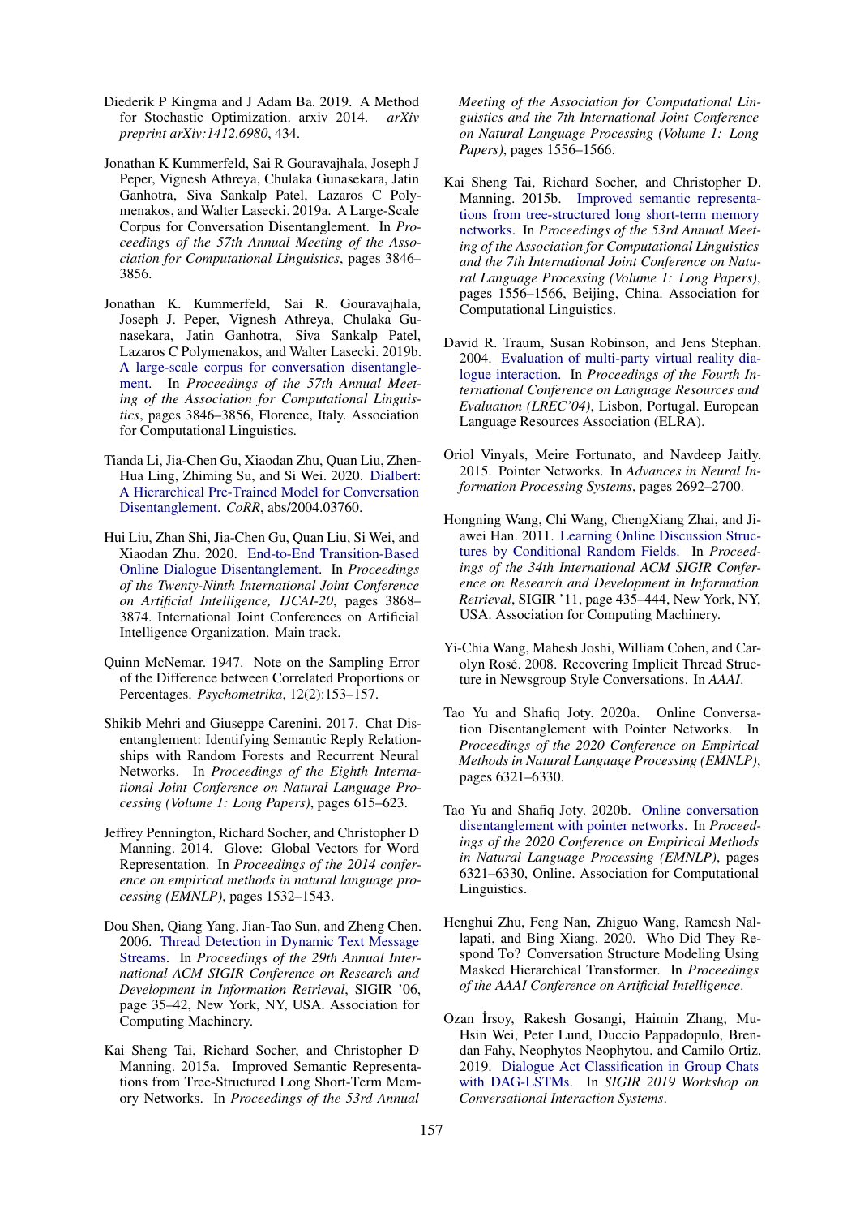Diederik P Kingma and J Adam Ba. 2019. A Method for Stochastic Optimization. arxiv 2014. *arXiv preprint arXiv:1412.6980*, 434.

Jonathan K Kummerfeld, Sai R Gouravajhala, Joseph J Peper, Vignesh Athreya, Chulaka Gunasekara, Jatin Ganhotra, Siva Sankalp Patel, Lazaros C Polymenakos, and Walter Lasecki. 2019a. A Large-Scale Corpus for Conversation Disentanglement. In *Proceedings of the 57th Annual Meeting of the Association for Computational Linguistics*, pages 3846–3856.

Jonathan K. Kummerfeld, Sai R. Gouravajhala, Joseph J. Peper, Vignesh Athreya, Chulaka Gunasekara, Jatin Ganhotra, Siva Sankalp Patel, Lazaros C Polymenakos, and Walter Lasecki. 2019b. A large-scale corpus for conversation disentanglement. In *Proceedings of the 57th Annual Meeting of the Association for Computational Linguistics*, pages 3846–3856, Florence, Italy. Association for Computational Linguistics.

Tianda Li, Jia-Chen Gu, Xiaodan Zhu, Quan Liu, Zhen-Hua Ling, Zhiming Su, and Si Wei. 2020. Dialbert: A Hierarchical Pre-Trained Model for Conversation Disentanglement. *CoRR*, abs/2004.03760.

Hui Liu, Zhan Shi, Jia-Chen Gu, Quan Liu, Si Wei, and Xiaodan Zhu. 2020. End-to-End Transition-Based Online Dialogue Disentanglement. In *Proceedings of the Twenty-Ninth International Joint Conference on Artificial Intelligence, IJCAI-20*, pages 3868–3874. International Joint Conferences on Artificial Intelligence Organization. Main track.

Quinn McNemar. 1947. Note on the Sampling Error of the Difference between Correlated Proportions or Percentages. *Psychometrika*, 12(2):153–157.

Shikib Mehri and Giuseppe Carenini. 2017. Chat Disentanglement: Identifying Semantic Reply Relationships with Random Forests and Recurrent Neural Networks. In *Proceedings of the Eighth International Joint Conference on Natural Language Processing (Volume 1: Long Papers)*, pages 615–623.

Jeffrey Pennington, Richard Socher, and Christopher D Manning. 2014. Glove: Global Vectors for Word Representation. In *Proceedings of the 2014 conference on empirical methods in natural language processing (EMNLP)*, pages 1532–1543.

Dou Shen, Qiang Yang, Jian-Tao Sun, and Zheng Chen. 2006. Thread Detection in Dynamic Text Message Streams. In *Proceedings of the 29th Annual International ACM SIGIR Conference on Research and Development in Information Retrieval*, SIGIR '06, page 35–42, New York, NY, USA. Association for Computing Machinery.

Kai Sheng Tai, Richard Socher, and Christopher D Manning. 2015a. Improved Semantic Representations from Tree-Structured Long Short-Term Memory Networks. In *Proceedings of the 53rd Annual Meeting of the Association for Computational Linguistics and the 7th International Joint Conference on Natural Language Processing (Volume 1: Long Papers)*, pages 1556–1566.

Kai Sheng Tai, Richard Socher, and Christopher D. Manning. 2015b. Improved semantic representations from tree-structured long short-term memory networks. In *Proceedings of the 53rd Annual Meeting of the Association for Computational Linguistics and the 7th International Joint Conference on Natural Language Processing (Volume 1: Long Papers)*, pages 1556–1566, Beijing, China. Association for Computational Linguistics.

David R. Traum, Susan Robinson, and Jens Stephan. 2004. Evaluation of multi-party virtual reality dialogue interaction. In *Proceedings of the Fourth International Conference on Language Resources and Evaluation (LREC'04)*, Lisbon, Portugal. European Language Resources Association (ELRA).

Oriol Vinyals, Meire Fortunato, and Navdeep Jaitly. 2015. Pointer Networks. In *Advances in Neural Information Processing Systems*, pages 2692–2700.

Hongning Wang, Chi Wang, ChengXiang Zhai, and Jiawei Han. 2011. Learning Online Discussion Structures by Conditional Random Fields. In *Proceedings of the 34th International ACM SIGIR Conference on Research and Development in Information Retrieval*, SIGIR '11, page 435–444, New York, NY, USA. Association for Computing Machinery.

Yi-Chia Wang, Mahesh Joshi, William Cohen, and Carolyn Rosé. 2008. Recovering Implicit Thread Structure in Newsgroup Style Conversations. In *AAAI*.

Tao Yu and Shafiq Joty. 2020a. Online Conversation Disentanglement with Pointer Networks. In *Proceedings of the 2020 Conference on Empirical Methods in Natural Language Processing (EMNLP)*, pages 6321–6330.

Tao Yu and Shafiq Joty. 2020b. Online conversation disentanglement with pointer networks. In *Proceedings of the 2020 Conference on Empirical Methods in Natural Language Processing (EMNLP)*, pages 6321–6330, Online. Association for Computational Linguistics.

Henghui Zhu, Feng Nan, Zhiguo Wang, Ramesh Nallapati, and Bing Xiang. 2020. Who Did They Respond To? Conversation Structure Modeling Using Masked Hierarchical Transformer. In *Proceedings of the AAAI Conference on Artificial Intelligence*.

Ozan İrsoy, Rakesh Gosangi, Haimin Zhang, Mu-Hsin Wei, Peter Lund, Duccio Pappadopulo, Brendan Fahy, Neophytos Neophytou, and Camilo Ortiz. 2019. Dialogue Act Classification in Group Chats with DAG-LSTMs. In *SIGIR 2019 Workshop on Conversational Interaction Systems*.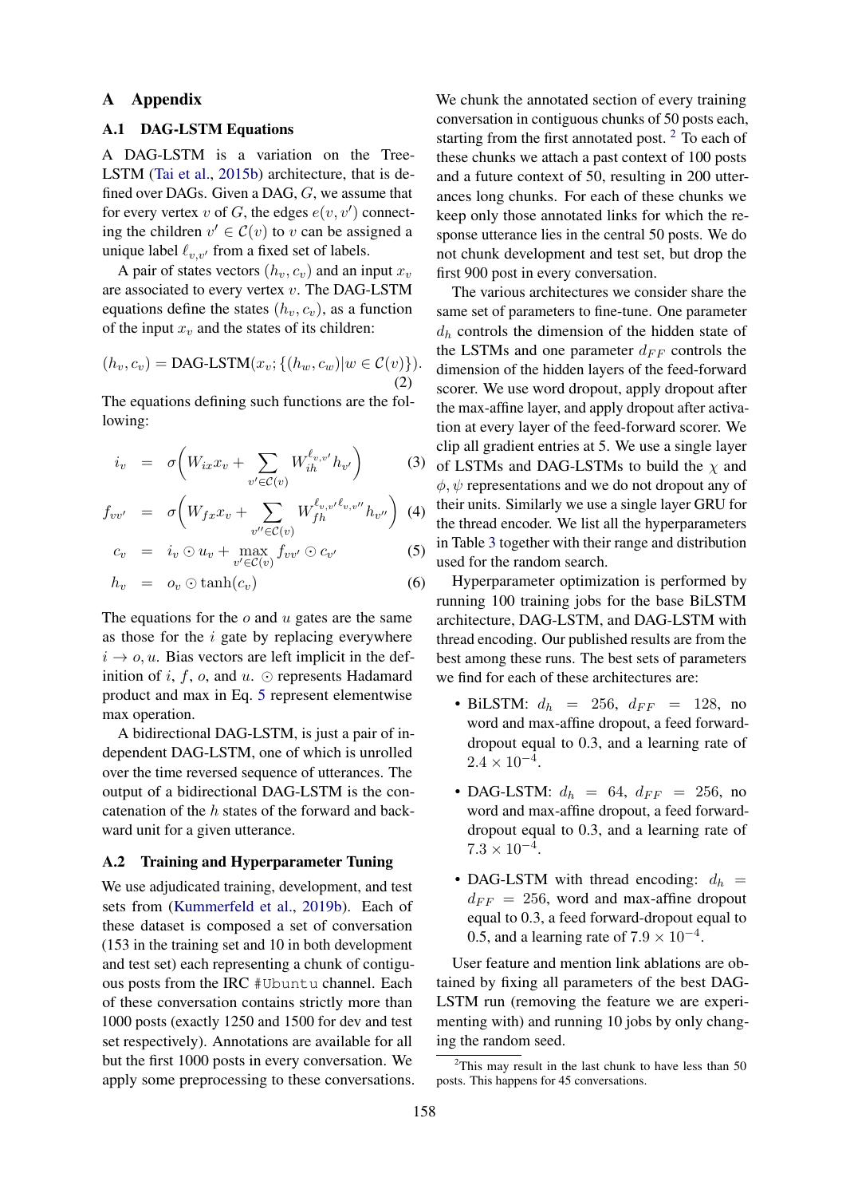# A Appendix

## A.1 DAG-LSTM Equations

A DAG-LSTM is a variation on the Tree-LSTM (Tai et al., 2015b) architecture, that is defined over DAGs. Given a DAG, $G$, we assume that for every vertex $v$ of $G$, the edges $e(v, v')$ connecting the children $v' \in \mathcal{C}(v)$ to $v$ can be assigned a unique label $\ell_{v,v'}$ from a fixed set of labels.

A pair of states vectors $(h_v, c_v)$ and an input $x_v$ are associated to every vertex $v$. The DAG-LSTM equations define the states $(h_v, c_v)$, as a function of the input $x_v$ and the states of its children:

$$(h_v, c_v) = \text{DAG-LSTM}(x_v; \{(h_w, c_w) | w \in \mathcal{C}(v)\}). \tag{2}$$

The equations defining such functions are the following:

$$i_v = \sigma\Big(W_{ix} x_v + \sum_{v' \in \mathcal{C}(v)} W_{ih}^{\ell_{v,v'}} h_{v'}\Big) \tag{3}$$

$$f_{vv'} = \sigma\Big(W_{fx} x_v + \sum_{v'' \in \mathcal{C}(v)} W_{fh}^{\ell_{v,v'} \ell_{v,v''}} h_{v''}\Big) \tag{4}$$

$$c_v = i_v \odot u_v + \max_{v' \in \mathcal{C}(v)} f_{vv'} \odot c_{v'} \tag{5}$$

$$h_v = o_v \odot \tanh(c_v) \tag{6}$$

The equations for the $o$ and $u$ gates are the same as those for the $i$ gate by replacing everywhere $i \to o, u$. Bias vectors are left implicit in the definition of $i$, $f$, $o$, and $u$. $\odot$ represents Hadamard product and max in Eq. 5 represent elementwise max operation.

A bidirectional DAG-LSTM, is just a pair of independent DAG-LSTM, one of which is unrolled over the time reversed sequence of utterances. The output of a bidirectional DAG-LSTM is the concatenation of the $h$ states of the forward and backward unit for a given utterance.

## A.2 Training and Hyperparameter Tuning

We use adjudicated training, development, and test sets from (Kummerfeld et al., 2019b). Each of these dataset is composed a set of conversation (153 in the training set and 10 in both development and test set) each representing a chunk of contiguous posts from the IRC `#Ubuntu` channel. Each of these conversation contains strictly more than 1000 posts (exactly 1250 and 1500 for dev and test set respectively). Annotations are available for all but the first 1000 posts in every conversation. We apply some preprocessing to these conversations. We chunk the annotated section of every training conversation in contiguous chunks of 50 posts each, starting from the first annotated post. [2] To each of these chunks we attach a past context of 100 posts and a future context of 50, resulting in 200 utterances long chunks. For each of these chunks we keep only those annotated links for which the response utterance lies in the central 50 posts. We do not chunk development and test set, but drop the first 900 post in every conversation.

The various architectures we consider share the same set of parameters to fine-tune. One parameter $d_h$ controls the dimension of the hidden state of the LSTMs and one parameter $d_{FF}$ controls the dimension of the hidden layers of the feed-forward scorer. We use word dropout, apply dropout after the max-affine layer, and apply dropout after activation at every layer of the feed-forward scorer. We clip all gradient entries at 5. We use a single layer of LSTMs and DAG-LSTMs to build the $\chi$ and $\phi, \psi$ representations and we do not dropout any of their units. Similarly we use a single layer GRU for the thread encoder. We list all the hyperparameters in Table 3 together with their range and distribution used for the random search.

Hyperparameter optimization is performed by running 100 training jobs for the base BiLSTM architecture, DAG-LSTM, and DAG-LSTM with thread encoding. Our published results are from the best among these runs. The best sets of parameters we find for each of these architectures are:

- BiLSTM: $d_h = 256$, $d_{FF} = 128$, no word and max-affine dropout, a feed forward-dropout equal to 0.3, and a learning rate of $2.4 \times 10^{-4}$.
- DAG-LSTM: $d_h = 64$, $d_{FF} = 256$, no word and max-affine dropout, a feed forward-dropout equal to 0.3, and a learning rate of $7.3 \times 10^{-4}$.
- DAG-LSTM with thread encoding: $d_h = d_{FF} = 256$, word and max-affine dropout equal to 0.3, a feed forward-dropout equal to 0.5, and a learning rate of $7.9 \times 10^{-4}$.

User feature and mention link ablations are obtained by fixing all parameters of the best DAG-LSTM run (removing the feature we are experimenting with) and running 10 jobs by only changing the random seed.

[2] This may result in the last chunk to have less than 50 posts. This happens for 45 conversations.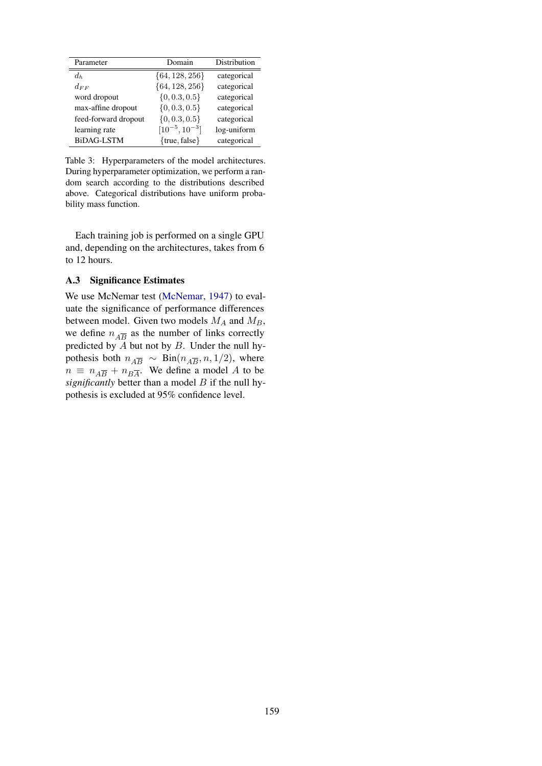| Parameter | Domain | Distribution |
|---|---|---|
| $d_h$ | $\{64, 128, 256\}$ | categorical |
| $d_{FF}$ | $\{64, 128, 256\}$ | categorical |
| word dropout | $\{0, 0.3, 0.5\}$ | categorical |
| max-affine dropout | $\{0, 0.3, 0.5\}$ | categorical |
| feed-forward dropout | $\{0, 0.3, 0.5\}$ | categorical |
| learning rate | $[10^{-5}, 10^{-3}]$ | log-uniform |
| BiDAG-LSTM | {true, false} | categorical |

Table 3: Hyperparameters of the model architectures. During hyperparameter optimization, we perform a random search according to the distributions described above. Categorical distributions have uniform probability mass function.

Each training job is performed on a single GPU and, depending on the architectures, takes from 6 to 12 hours.

### A.3 Significance Estimates

We use McNemar test (McNemar, 1947) to evaluate the significance of performance differences between model. Given two models $M_A$ and $M_B$, we define $n_{A\overline{B}}$ as the number of links correctly predicted by $A$ but not by $B$. Under the null hypothesis both $n_{A\overline{B}} \sim \text{Bin}(n_{A\overline{B}}, n, 1/2)$, where $n \equiv n_{A\overline{B}} + n_{B\overline{A}}$. We define a model $A$ to be *significantly* better than a model $B$ if the null hypothesis is excluded at 95% confidence level.